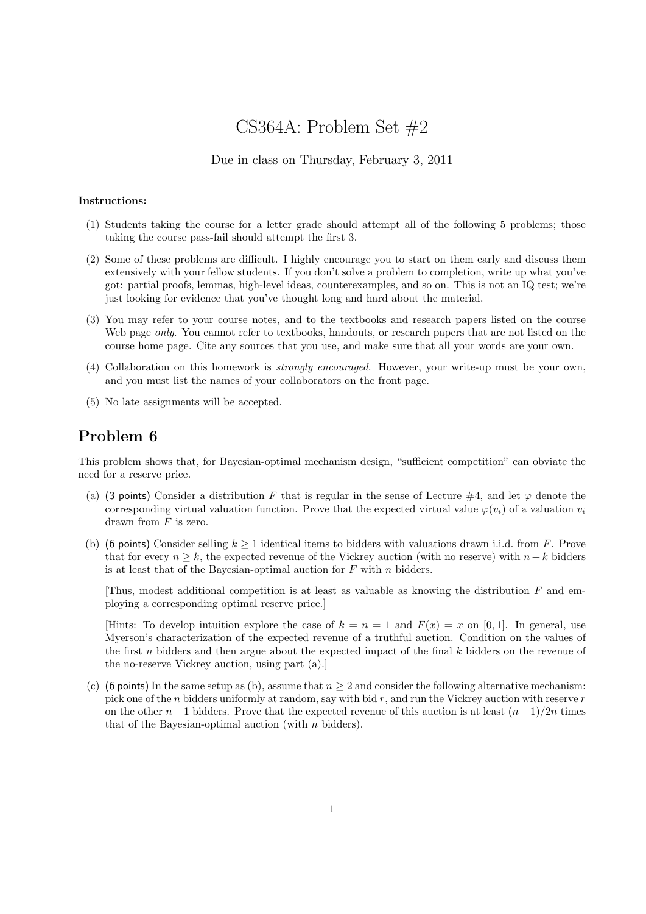# CS364A: Problem Set #2

Due in class on Thursday, February 3, 2011

**Instructions:**

(1) Students taking the course for a letter grade should attempt all of the following 5 problems; those taking the course pass-fail should attempt the first 3.

(2) Some of these problems are difficult. I highly encourage you to start on them early and discuss them extensively with your fellow students. If you don't solve a problem to completion, write up what you've got: partial proofs, lemmas, high-level ideas, counterexamples, and so on. This is not an IQ test; we're just looking for evidence that you've thought long and hard about the material.

(3) You may refer to your course notes, and to the textbooks and research papers listed on the course Web page *only*. You cannot refer to textbooks, handouts, or research papers that are not listed on the course home page. Cite any sources that you use, and make sure that all your words are your own.

(4) Collaboration on this homework is *strongly encouraged*. However, your write-up must be your own, and you must list the names of your collaborators on the front page.

(5) No late assignments will be accepted.

## Problem 6

This problem shows that, for Bayesian-optimal mechanism design, "sufficient competition" can obviate the need for a reserve price.

(a) (3 points) Consider a distribution $F$ that is regular in the sense of Lecture #4, and let $\varphi$ denote the corresponding virtual valuation function. Prove that the expected virtual value $\varphi(v_i)$ of a valuation $v_i$ drawn from $F$ is zero.

(b) (6 points) Consider selling $k \geq 1$ identical items to bidders with valuations drawn i.i.d. from $F$. Prove that for every $n \geq k$, the expected revenue of the Vickrey auction (with no reserve) with $n + k$ bidders is at least that of the Bayesian-optimal auction for $F$ with $n$ bidders.

[Thus, modest additional competition is at least as valuable as knowing the distribution $F$ and employing a corresponding optimal reserve price.]

[Hints: To develop intuition explore the case of $k = n = 1$ and $F(x) = x$ on $[0, 1]$. In general, use Myerson's characterization of the expected revenue of a truthful auction. Condition on the values of the first $n$ bidders and then argue about the expected impact of the final $k$ bidders on the revenue of the no-reserve Vickrey auction, using part (a).]

(c) (6 points) In the same setup as (b), assume that $n \geq 2$ and consider the following alternative mechanism: pick one of the $n$ bidders uniformly at random, say with bid $r$, and run the Vickrey auction with reserve $r$ on the other $n - 1$ bidders. Prove that the expected revenue of this auction is at least $(n - 1)/2n$ times that of the Bayesian-optimal auction (with $n$ bidders).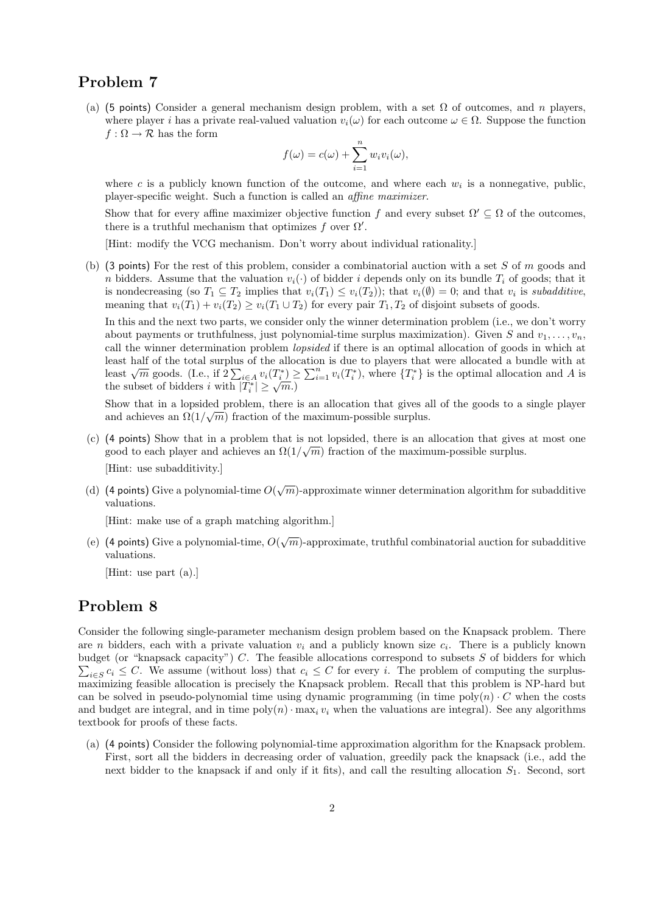## Problem 7

(a) (5 points) Consider a general mechanism design problem, with a set $\Omega$ of outcomes, and $n$ players, where player $i$ has a private real-valued valuation $v_i(\omega)$ for each outcome $\omega \in \Omega$. Suppose the function $f : \Omega \to \mathcal{R}$ has the form

$$f(\omega) = c(\omega) + \sum_{i=1}^{n} w_i v_i(\omega),$$

where $c$ is a publicly known function of the outcome, and where each $w_i$ is a nonnegative, public, player-specific weight. Such a function is called an *affine maximizer*.

Show that for every affine maximizer objective function $f$ and every subset $\Omega' \subseteq \Omega$ of the outcomes, there is a truthful mechanism that optimizes $f$ over $\Omega'$.

[Hint: modify the VCG mechanism. Don't worry about individual rationality.]

(b) (3 points) For the rest of this problem, consider a combinatorial auction with a set $S$ of $m$ goods and $n$ bidders. Assume that the valuation $v_i(\cdot)$ of bidder $i$ depends only on its bundle $T_i$ of goods; that it is nondecreasing (so $T_1 \subseteq T_2$ implies that $v_i(T_1) \leq v_i(T_2)$); that $v_i(\emptyset) = 0$; and that $v_i$ is *subadditive*, meaning that $v_i(T_1) + v_i(T_2) \geq v_i(T_1 \cup T_2)$ for every pair $T_1, T_2$ of disjoint subsets of goods.

In this and the next two parts, we consider only the winner determination problem (i.e., we don't worry about payments or truthfulness, just polynomial-time surplus maximization). Given $S$ and $v_1, \ldots, v_n$, call the winner determination problem *lopsided* if there is an optimal allocation of goods in which at least half of the total surplus of the allocation is due to players that were allocated a bundle with at least $\sqrt{m}$ goods. (I.e., if $2\sum_{i \in A} v_i(T_i^*) \geq \sum_{i=1}^{n} v_i(T_i^*)$, where $\{T_i^*\}$ is the optimal allocation and $A$ is the subset of bidders $i$ with $|T_i^*| \geq \sqrt{m}$.)

Show that in a lopsided problem, there is an allocation that gives all of the goods to a single player and achieves an $\Omega(1/\sqrt{m})$ fraction of the maximum-possible surplus.

(c) (4 points) Show that in a problem that is not lopsided, there is an allocation that gives at most one good to each player and achieves an $\Omega(1/\sqrt{m})$ fraction of the maximum-possible surplus.

[Hint: use subadditivity.]

(d) (4 points) Give a polynomial-time $O(\sqrt{m})$-approximate winner determination algorithm for subadditive valuations.

[Hint: make use of a graph matching algorithm.]

(e) (4 points) Give a polynomial-time, $O(\sqrt{m})$-approximate, truthful combinatorial auction for subadditive valuations.

[Hint: use part (a).]

## Problem 8

Consider the following single-parameter mechanism design problem based on the Knapsack problem. There are $n$ bidders, each with a private valuation $v_i$ and a publicly known size $c_i$. There is a publicly known budget (or "knapsack capacity") $C$. The feasible allocations correspond to subsets $S$ of bidders for which $\sum_{i \in S} c_i \leq C$. We assume (without loss) that $c_i \leq C$ for every $i$. The problem of computing the surplus-maximizing feasible allocation is precisely the Knapsack problem. Recall that this problem is NP-hard but can be solved in pseudo-polynomial time using dynamic programming (in time $\text{poly}(n) \cdot C$ when the costs and budget are integral, and in time $\text{poly}(n) \cdot \max_i v_i$ when the valuations are integral). See any algorithms textbook for proofs of these facts.

(a) (4 points) Consider the following polynomial-time approximation algorithm for the Knapsack problem. First, sort all the bidders in decreasing order of valuation, greedily pack the knapsack (i.e., add the next bidder to the knapsack if and only if it fits), and call the resulting allocation $S_1$. Second, sort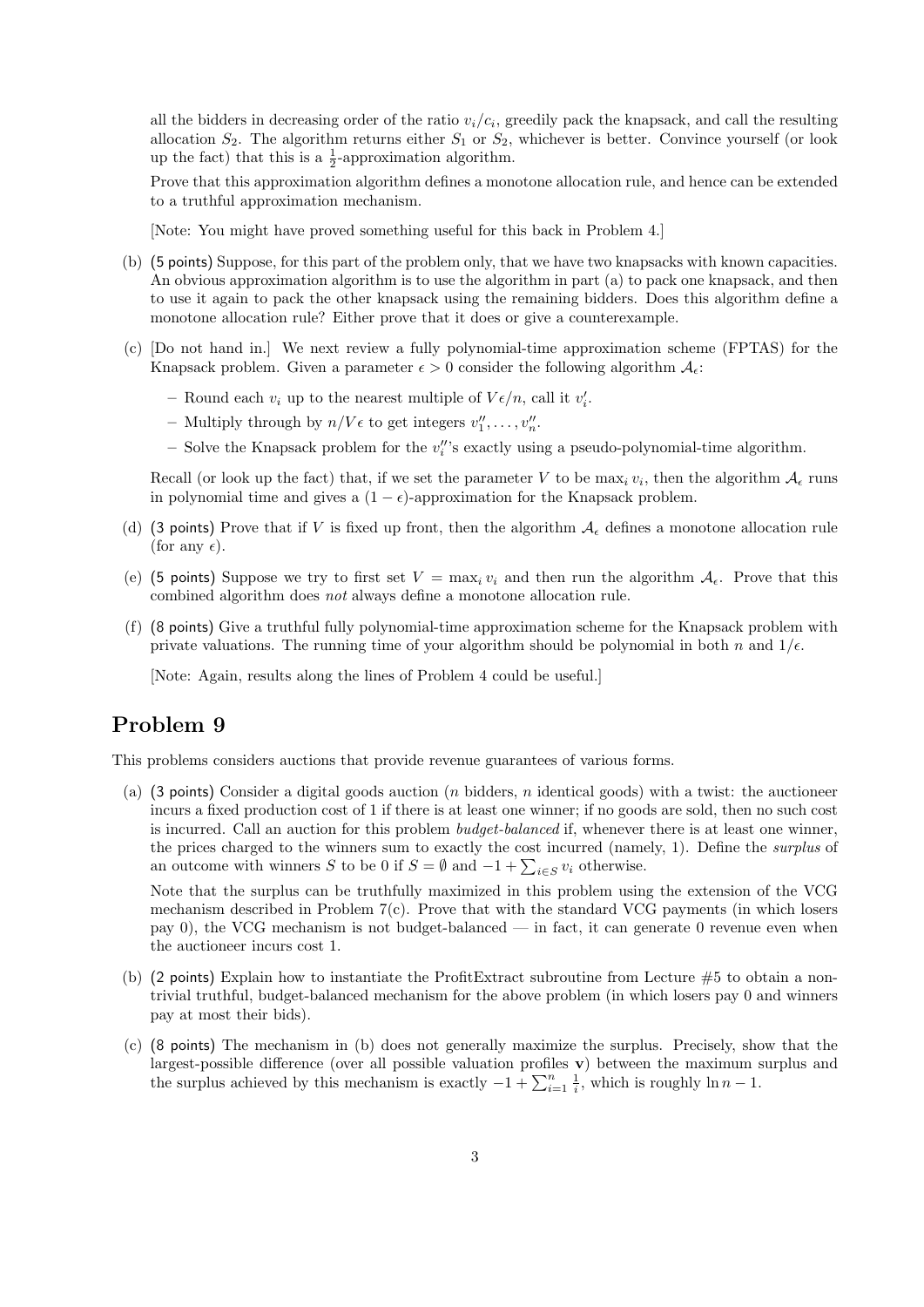all the bidders in decreasing order of the ratio $v_i/c_i$, greedily pack the knapsack, and call the resulting allocation $S_2$. The algorithm returns either $S_1$ or $S_2$, whichever is better. Convince yourself (or look up the fact) that this is a $\frac{1}{2}$-approximation algorithm.

Prove that this approximation algorithm defines a monotone allocation rule, and hence can be extended to a truthful approximation mechanism.

[Note: You might have proved something useful for this back in Problem 4.]

(b) (5 points) Suppose, for this part of the problem only, that we have two knapsacks with known capacities. An obvious approximation algorithm is to use the algorithm in part (a) to pack one knapsack, and then to use it again to pack the other knapsack using the remaining bidders. Does this algorithm define a monotone allocation rule? Either prove that it does or give a counterexample.

(c) [Do not hand in.] We next review a fully polynomial-time approximation scheme (FPTAS) for the Knapsack problem. Given a parameter $\epsilon > 0$ consider the following algorithm $\mathcal{A}_\epsilon$:

- Round each $v_i$ up to the nearest multiple of $V\epsilon/n$, call it $v_i'$.
- Multiply through by $n/V\epsilon$ to get integers $v_1'', \ldots, v_n''$.
- Solve the Knapsack problem for the $v_i''$'s exactly using a pseudo-polynomial-time algorithm.

Recall (or look up the fact) that, if we set the parameter $V$ to be $\max_i v_i$, then the algorithm $\mathcal{A}_\epsilon$ runs in polynomial time and gives a $(1-\epsilon)$-approximation for the Knapsack problem.

(d) (3 points) Prove that if $V$ is fixed up front, then the algorithm $\mathcal{A}_\epsilon$ defines a monotone allocation rule (for any $\epsilon$).

(e) (5 points) Suppose we try to first set $V = \max_i v_i$ and then run the algorithm $\mathcal{A}_\epsilon$. Prove that this combined algorithm does *not* always define a monotone allocation rule.

(f) (8 points) Give a truthful fully polynomial-time approximation scheme for the Knapsack problem with private valuations. The running time of your algorithm should be polynomial in both $n$ and $1/\epsilon$.

[Note: Again, results along the lines of Problem 4 could be useful.]

## Problem 9

This problems considers auctions that provide revenue guarantees of various forms.

(a) (3 points) Consider a digital goods auction ($n$ bidders, $n$ identical goods) with a twist: the auctioneer incurs a fixed production cost of 1 if there is at least one winner; if no goods are sold, then no such cost is incurred. Call an auction for this problem *budget-balanced* if, whenever there is at least one winner, the prices charged to the winners sum to exactly the cost incurred (namely, 1). Define the *surplus* of an outcome with winners $S$ to be 0 if $S = \emptyset$ and $-1 + \sum_{i \in S} v_i$ otherwise.

Note that the surplus can be truthfully maximized in this problem using the extension of the VCG mechanism described in Problem 7(c). Prove that with the standard VCG payments (in which losers pay 0), the VCG mechanism is not budget-balanced — in fact, it can generate 0 revenue even when the auctioneer incurs cost 1.

(b) (2 points) Explain how to instantiate the ProfitExtract subroutine from Lecture #5 to obtain a non-trivial truthful, budget-balanced mechanism for the above problem (in which losers pay 0 and winners pay at most their bids).

(c) (8 points) The mechanism in (b) does not generally maximize the surplus. Precisely, show that the largest-possible difference (over all possible valuation profiles $\mathbf{v}$) between the maximum surplus and the surplus achieved by this mechanism is exactly $-1 + \sum_{i=1}^{n} \frac{1}{i}$, which is roughly $\ln n - 1$.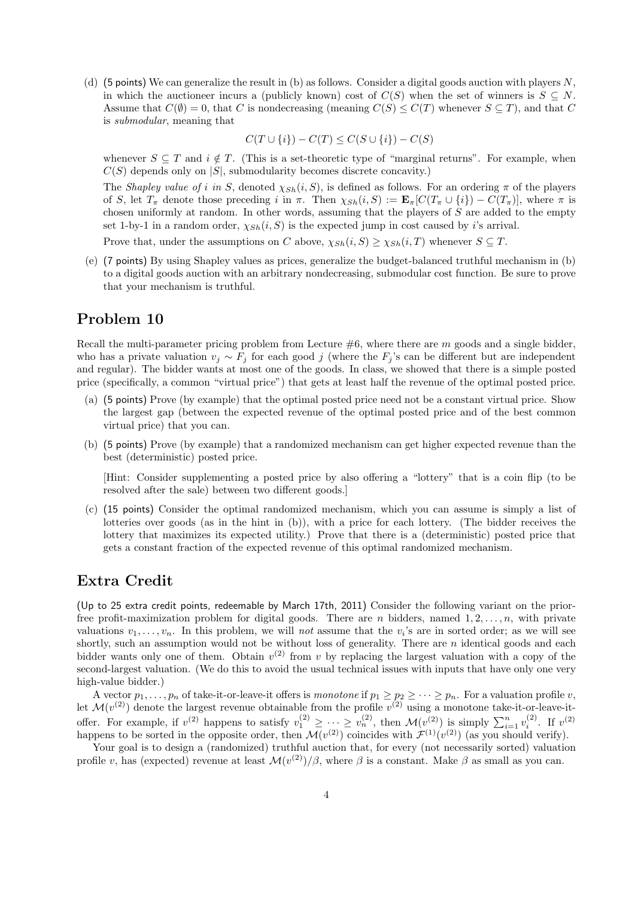(d) (5 points) We can generalize the result in (b) as follows. Consider a digital goods auction with players $N$, in which the auctioneer incurs a (publicly known) cost of $C(S)$ when the set of winners is $S \subseteq N$. Assume that $C(\emptyset) = 0$, that $C$ is nondecreasing (meaning $C(S) \leq C(T)$ whenever $S \subseteq T$), and that $C$ is *submodular*, meaning that

$$C(T \cup \{i\}) - C(T) \leq C(S \cup \{i\}) - C(S)$$

whenever $S \subseteq T$ and $i \notin T$. (This is a set-theoretic type of "marginal returns". For example, when $C(S)$ depends only on $|S|$, submodularity becomes discrete concavity.)

The *Shapley value of $i$ in $S$*, denoted $\chi_{Sh}(i, S)$, is defined as follows. For an ordering $\pi$ of the players of $S$, let $T_\pi$ denote those preceding $i$ in $\pi$. Then $\chi_{Sh}(i, S) := \mathbf{E}_\pi[C(T_\pi \cup \{i\}) - C(T_\pi)]$, where $\pi$ is chosen uniformly at random. In other words, assuming that the players of $S$ are added to the empty set 1-by-1 in a random order, $\chi_{Sh}(i, S)$ is the expected jump in cost caused by $i$'s arrival.

Prove that, under the assumptions on $C$ above, $\chi_{Sh}(i, S) \geq \chi_{Sh}(i, T)$ whenever $S \subseteq T$.

(e) (7 points) By using Shapley values as prices, generalize the budget-balanced truthful mechanism in (b) to a digital goods auction with an arbitrary nondecreasing, submodular cost function. Be sure to prove that your mechanism is truthful.

## Problem 10

Recall the multi-parameter pricing problem from Lecture #6, where there are $m$ goods and a single bidder, who has a private valuation $v_j \sim F_j$ for each good $j$ (where the $F_j$'s can be different but are independent and regular). The bidder wants at most one of the goods. In class, we showed that there is a simple posted price (specifically, a common "virtual price") that gets at least half the revenue of the optimal posted price.

(a) (5 points) Prove (by example) that the optimal posted price need not be a constant virtual price. Show the largest gap (between the expected revenue of the optimal posted price and of the best common virtual price) that you can.

(b) (5 points) Prove (by example) that a randomized mechanism can get higher expected revenue than the best (deterministic) posted price.

[Hint: Consider supplementing a posted price by also offering a "lottery" that is a coin flip (to be resolved after the sale) between two different goods.]

(c) (15 points) Consider the optimal randomized mechanism, which you can assume is simply a list of lotteries over goods (as in the hint in (b)), with a price for each lottery. (The bidder receives the lottery that maximizes its expected utility.) Prove that there is a (deterministic) posted price that gets a constant fraction of the expected revenue of this optimal randomized mechanism.

## Extra Credit

(Up to 25 extra credit points, redeemable by March 17th, 2011) Consider the following variant on the prior-free profit-maximization problem for digital goods. There are $n$ bidders, named $1, 2, \ldots, n$, with private valuations $v_1, \ldots, v_n$. In this problem, we will *not* assume that the $v_i$'s are in sorted order; as we will see shortly, such an assumption would not be without loss of generality. There are $n$ identical goods and each bidder wants only one of them. Obtain $v^{(2)}$ from $v$ by replacing the largest valuation with a copy of the second-largest valuation. (We do this to avoid the usual technical issues with inputs that have only one very high-value bidder.)

A vector $p_1, \ldots, p_n$ of take-it-or-leave-it offers is *monotone* if $p_1 \geq p_2 \geq \cdots \geq p_n$. For a valuation profile $v$, let $\mathcal{M}(v^{(2)})$ denote the largest revenue obtainable from the profile $v^{(2)}$ using a monotone take-it-or-leave-it offer. For example, if $v^{(2)}$ happens to satisfy $v_1^{(2)} \geq \cdots \geq v_n^{(2)}$, then $\mathcal{M}(v^{(2)})$ is simply $\sum_{i=1}^n v_i^{(2)}$. If $v^{(2)}$ happens to be sorted in the opposite order, then $\mathcal{M}(v^{(2)})$ coincides with $\mathcal{F}^{(1)}(v^{(2)})$ (as you should verify).

Your goal is to design a (randomized) truthful auction that, for every (not necessarily sorted) valuation profile $v$, has (expected) revenue at least $\mathcal{M}(v^{(2)})/\beta$, where $\beta$ is a constant. Make $\beta$ as small as you can.